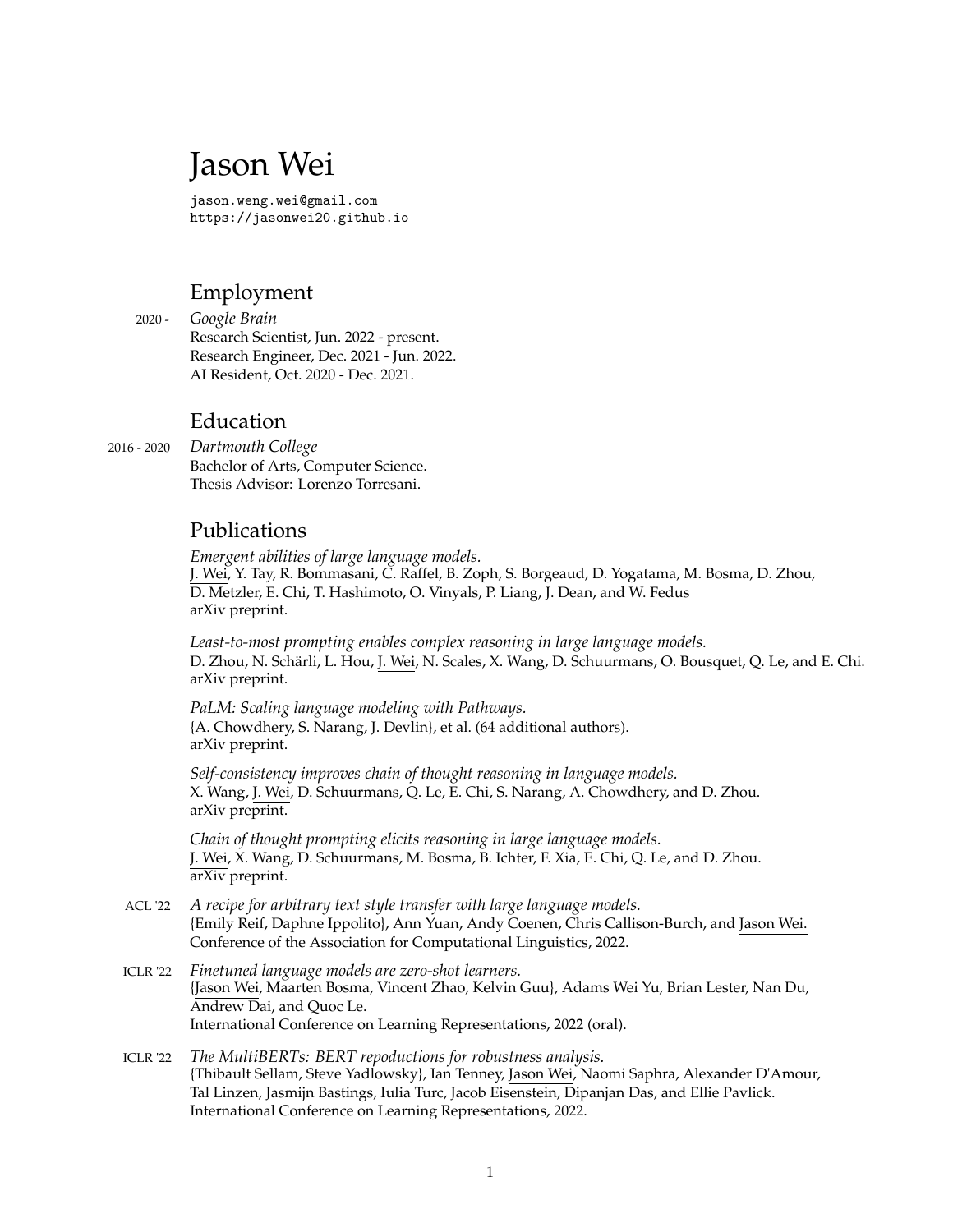# Jason Wei

jason.weng.wei@gmail.com
https://jasonwei20.github.io

## Employment

2020 - *Google Brain*
Research Scientist, Jun. 2022 - present.
Research Engineer, Dec. 2021 - Jun. 2022.
AI Resident, Oct. 2020 - Dec. 2021.

## Education

2016 - 2020 *Dartmouth College*
Bachelor of Arts, Computer Science.
Thesis Advisor: Lorenzo Torresani.

## Publications

*Emergent abilities of large language models.*
J. Wei, Y. Tay, R. Bommasani, C. Raffel, B. Zoph, S. Borgeaud, D. Yogatama, M. Bosma, D. Zhou, D. Metzler, E. Chi, T. Hashimoto, O. Vinyals, P. Liang, J. Dean, and W. Fedus
arXiv preprint.

*Least-to-most prompting enables complex reasoning in large language models.*
D. Zhou, N. Schärli, L. Hou, J. Wei, N. Scales, X. Wang, D. Schuurmans, O. Bousquet, Q. Le, and E. Chi.
arXiv preprint.

*PaLM: Scaling language modeling with Pathways.*
{A. Chowdhery, S. Narang, J. Devlin}, et al. (64 additional authors).
arXiv preprint.

*Self-consistency improves chain of thought reasoning in language models.*
X. Wang, J. Wei, D. Schuurmans, Q. Le, E. Chi, S. Narang, A. Chowdhery, and D. Zhou.
arXiv preprint.

*Chain of thought prompting elicits reasoning in large language models.*
J. Wei, X. Wang, D. Schuurmans, M. Bosma, B. Ichter, F. Xia, E. Chi, Q. Le, and D. Zhou.
arXiv preprint.

ACL '22 *A recipe for arbitrary text style transfer with large language models.*
{Emily Reif, Daphne Ippolito}, Ann Yuan, Andy Coenen, Chris Callison-Burch, and Jason Wei.
Conference of the Association for Computational Linguistics, 2022.

ICLR '22 *Finetuned language models are zero-shot learners.*
{Jason Wei, Maarten Bosma, Vincent Zhao, Kelvin Guu}, Adams Wei Yu, Brian Lester, Nan Du, Andrew Dai, and Quoc Le.
International Conference on Learning Representations, 2022 (oral).

ICLR '22 *The MultiBERTs: BERT repoductions for robustness analysis.*
{Thibault Sellam, Steve Yadlowsky}, Ian Tenney, Jason Wei, Naomi Saphra, Alexander D'Amour, Tal Linzen, Jasmijn Bastings, Iulia Turc, Jacob Eisenstein, Dipanjan Das, and Ellie Pavlick.
International Conference on Learning Representations, 2022.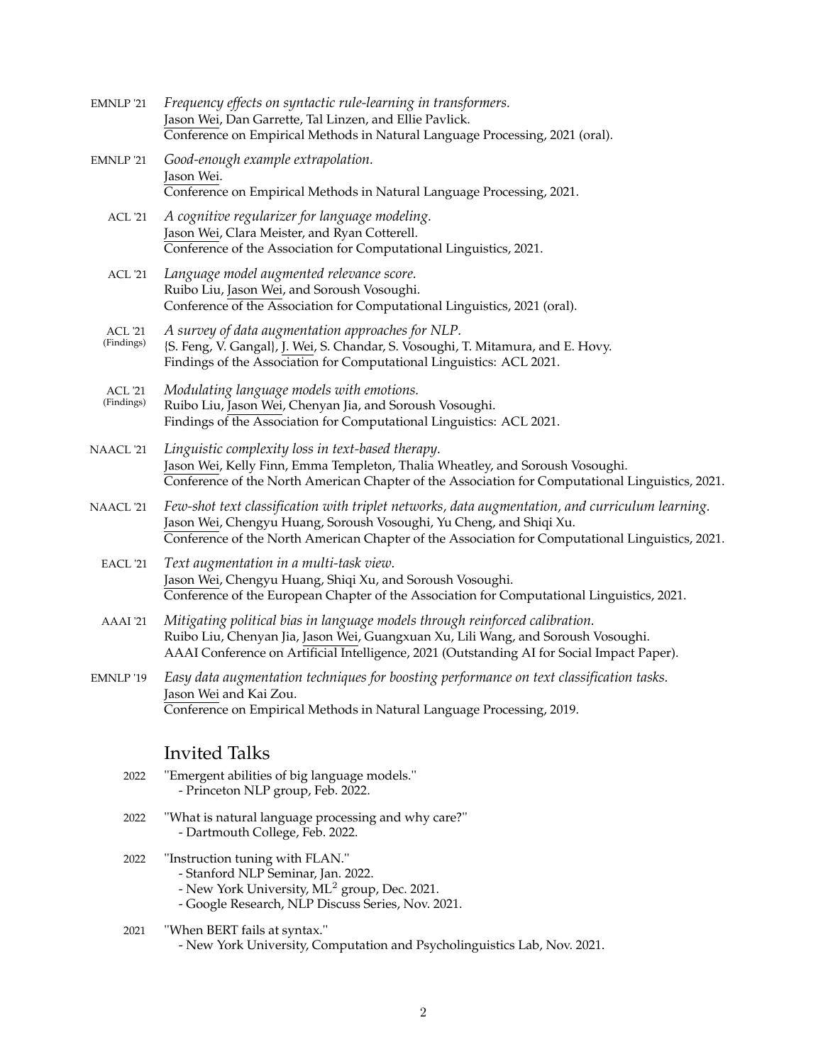EMNLP '21 — *Frequency effects on syntactic rule-learning in transformers.*
Jason Wei, Dan Garrette, Tal Linzen, and Ellie Pavlick.
Conference on Empirical Methods in Natural Language Processing, 2021 (oral).

EMNLP '21 — *Good-enough example extrapolation.*
Jason Wei.
Conference on Empirical Methods in Natural Language Processing, 2021.

ACL '21 — *A cognitive regularizer for language modeling.*
Jason Wei, Clara Meister, and Ryan Cotterell.
Conference of the Association for Computational Linguistics, 2021.

ACL '21 — *Language model augmented relevance score.*
Ruibo Liu, Jason Wei, and Soroush Vosoughi.
Conference of the Association for Computational Linguistics, 2021 (oral).

ACL '21 (Findings) — *A survey of data augmentation approaches for NLP.*
{S. Feng, V. Gangal}, J. Wei, S. Chandar, S. Vosoughi, T. Mitamura, and E. Hovy.
Findings of the Association for Computational Linguistics: ACL 2021.

ACL '21 (Findings) — *Modulating language models with emotions.*
Ruibo Liu, Jason Wei, Chenyan Jia, and Soroush Vosoughi.
Findings of the Association for Computational Linguistics: ACL 2021.

NAACL '21 — *Linguistic complexity loss in text-based therapy.*
Jason Wei, Kelly Finn, Emma Templeton, Thalia Wheatley, and Soroush Vosoughi.
Conference of the North American Chapter of the Association for Computational Linguistics, 2021.

NAACL '21 — *Few-shot text classification with triplet networks, data augmentation, and curriculum learning.*
Jason Wei, Chengyu Huang, Soroush Vosoughi, Yu Cheng, and Shiqi Xu.
Conference of the North American Chapter of the Association for Computational Linguistics, 2021.

EACL '21 — *Text augmentation in a multi-task view.*
Jason Wei, Chengyu Huang, Shiqi Xu, and Soroush Vosoughi.
Conference of the European Chapter of the Association for Computational Linguistics, 2021.

AAAI '21 — *Mitigating political bias in language models through reinforced calibration.*
Ruibo Liu, Chenyan Jia, Jason Wei, Guangxuan Xu, Lili Wang, and Soroush Vosoughi.
AAAI Conference on Artificial Intelligence, 2021 (Outstanding AI for Social Impact Paper).

EMNLP '19 — *Easy data augmentation techniques for boosting performance on text classification tasks.*
Jason Wei and Kai Zou.
Conference on Empirical Methods in Natural Language Processing, 2019.

## Invited Talks

2022 — "Emergent abilities of big language models."
- Princeton NLP group, Feb. 2022.

2022 — "What is natural language processing and why care?"
- Dartmouth College, Feb. 2022.

2022 — "Instruction tuning with FLAN."
- Stanford NLP Seminar, Jan. 2022.
- New York University, $ML^2$ group, Dec. 2021.
- Google Research, NLP Discuss Series, Nov. 2021.

2021 — "When BERT fails at syntax."
- New York University, Computation and Psycholinguistics Lab, Nov. 2021.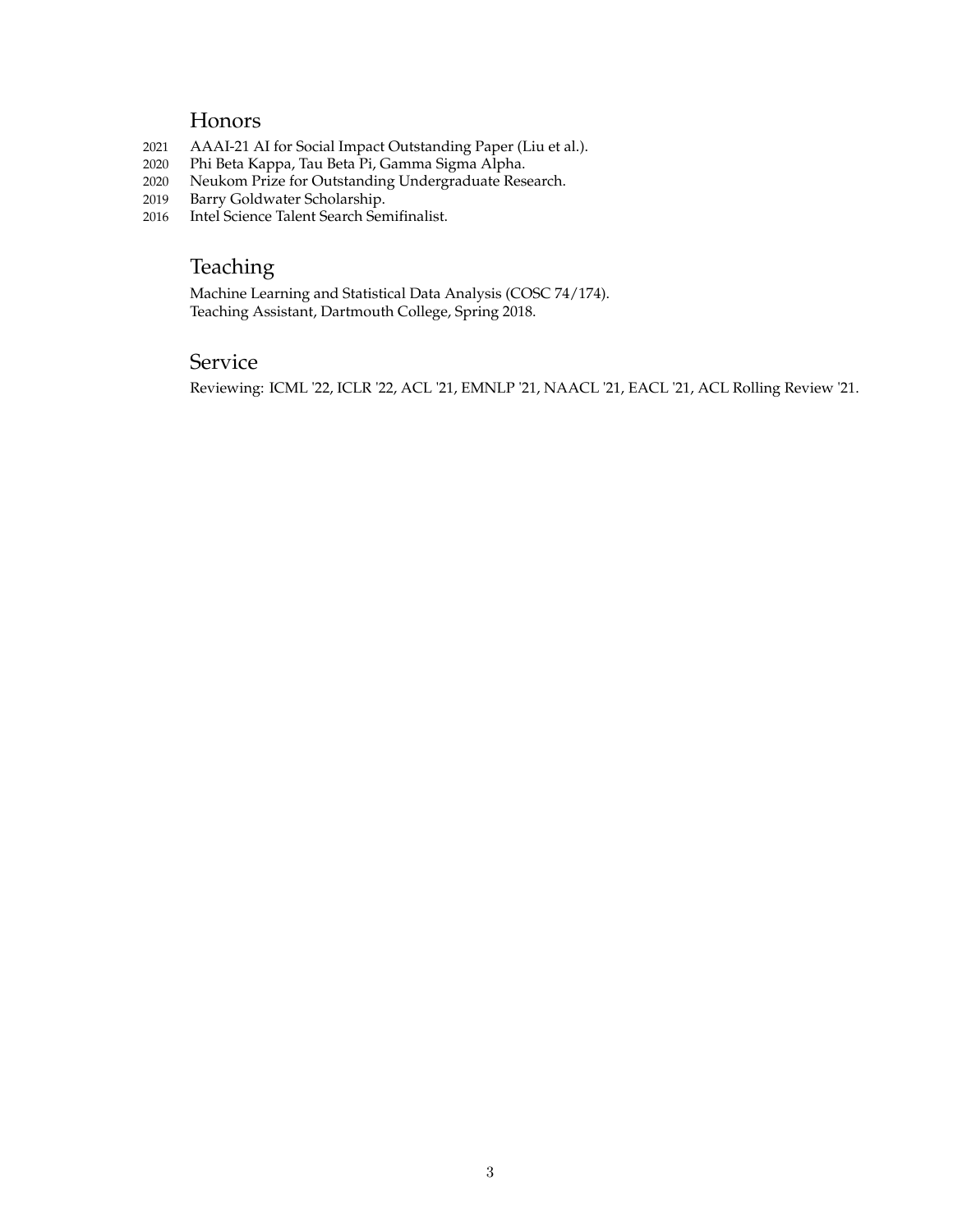## Honors

2021 AAAI-21 AI for Social Impact Outstanding Paper (Liu et al.).
2020 Phi Beta Kappa, Tau Beta Pi, Gamma Sigma Alpha.
2020 Neukom Prize for Outstanding Undergraduate Research.
2019 Barry Goldwater Scholarship.
2016 Intel Science Talent Search Semifinalist.

## Teaching

Machine Learning and Statistical Data Analysis (COSC 74/174).
Teaching Assistant, Dartmouth College, Spring 2018.

## Service

Reviewing: ICML '22, ICLR '22, ACL '21, EMNLP '21, NAACL '21, EACL '21, ACL Rolling Review '21.